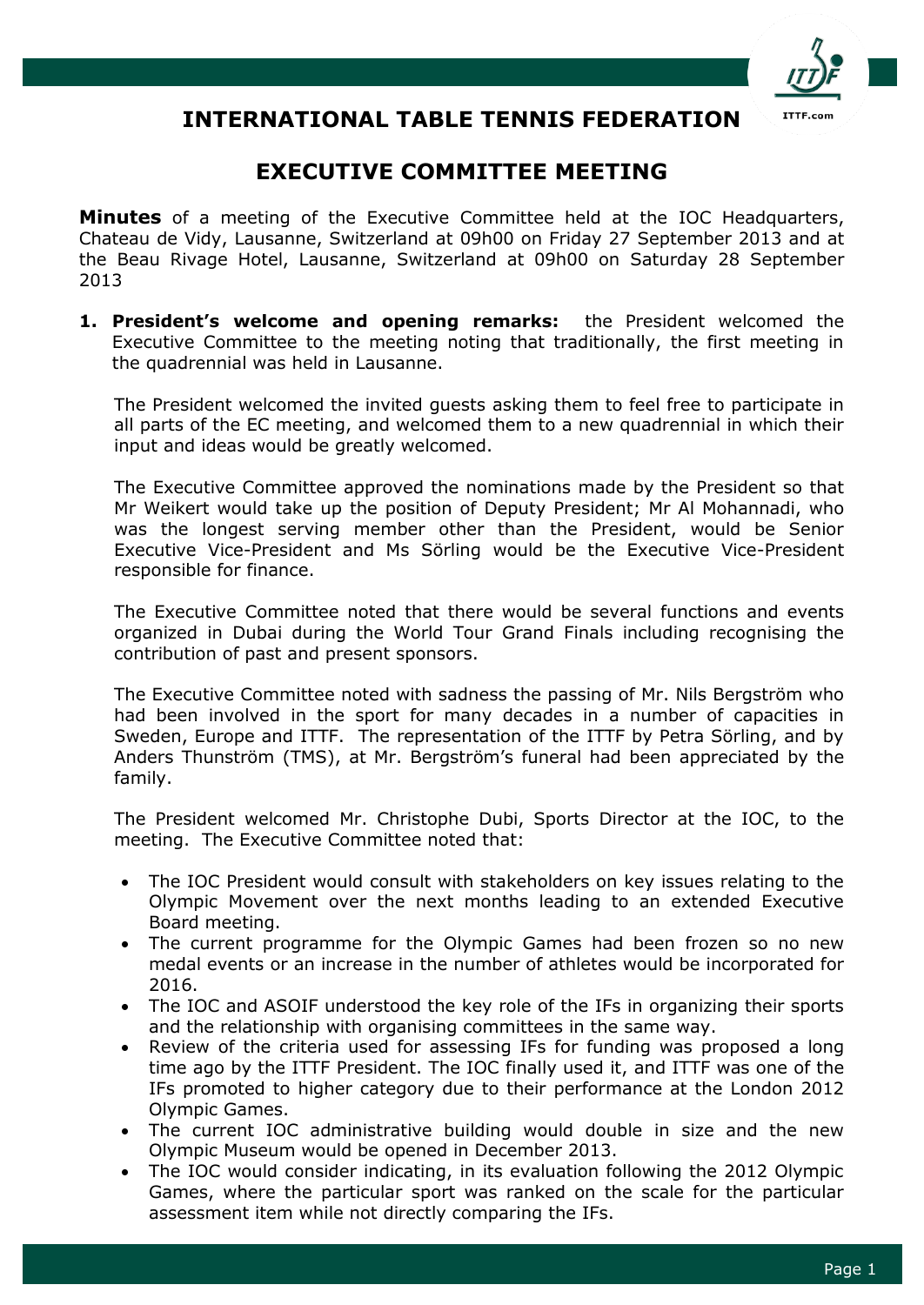# INTERNATIONAL TABLE TENNIS FEDERATION

## EXECUTIVE COMMITTEE MEETING

**Minutes** of a meeting of the Executive Committee held at the IOC Headquarters, Chateau de Vidy, Lausanne, Switzerland at 09h00 on Friday 27 September 2013 and at the Beau Rivage Hotel, Lausanne, Switzerland at 09h00 on Saturday 28 September 2013

1. **President's welcome and opening remarks:** the President welcomed the Executive Committee to the meeting noting that traditionally, the first meeting in the quadrennial was held in Lausanne.

   The President welcomed the invited guests asking them to feel free to participate in all parts of the EC meeting, and welcomed them to a new quadrennial in which their input and ideas would be greatly welcomed.

   The Executive Committee approved the nominations made by the President so that Mr Weikert would take up the position of Deputy President; Mr Al Mohannadi, who was the longest serving member other than the President, would be Senior Executive Vice-President and Ms Sörling would be the Executive Vice-President responsible for finance.

   The Executive Committee noted that there would be several functions and events organized in Dubai during the World Tour Grand Finals including recognising the contribution of past and present sponsors.

   The Executive Committee noted with sadness the passing of Mr. Nils Bergström who had been involved in the sport for many decades in a number of capacities in Sweden, Europe and ITTF. The representation of the ITTF by Petra Sörling, and by Anders Thunström (TMS), at Mr. Bergström's funeral had been appreciated by the family.

   The President welcomed Mr. Christophe Dubi, Sports Director at the IOC, to the meeting. The Executive Committee noted that:

   - The IOC President would consult with stakeholders on key issues relating to the Olympic Movement over the next months leading to an extended Executive Board meeting.
   - The current programme for the Olympic Games had been frozen so no new medal events or an increase in the number of athletes would be incorporated for 2016.
   - The IOC and ASOIF understood the key role of the IFs in organizing their sports and the relationship with organising committees in the same way.
   - Review of the criteria used for assessing IFs for funding was proposed a long time ago by the ITTF President. The IOC finally used it, and ITTF was one of the IFs promoted to higher category due to their performance at the London 2012 Olympic Games.
   - The current IOC administrative building would double in size and the new Olympic Museum would be opened in December 2013.
   - The IOC would consider indicating, in its evaluation following the 2012 Olympic Games, where the particular sport was ranked on the scale for the particular assessment item while not directly comparing the IFs.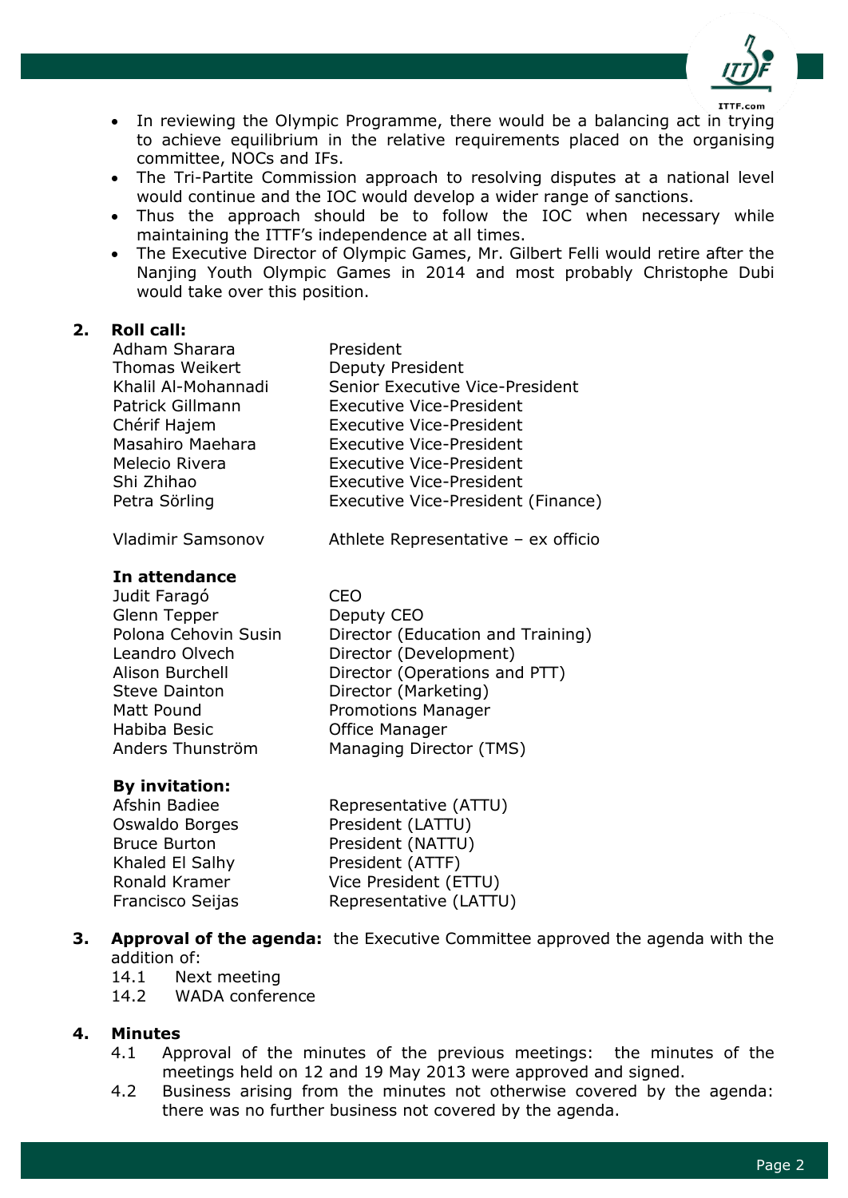- In reviewing the Olympic Programme, there would be a balancing act in trying to achieve equilibrium in the relative requirements placed on the organising committee, NOCs and IFs.
- The Tri-Partite Commission approach to resolving disputes at a national level would continue and the IOC would develop a wider range of sanctions.
- Thus the approach should be to follow the IOC when necessary while maintaining the ITTF's independence at all times.
- The Executive Director of Olympic Games, Mr. Gilbert Felli would retire after the Nanjing Youth Olympic Games in 2014 and most probably Christophe Dubi would take over this position.

## 2. Roll call:

| | |
|---|---|
| Adham Sharara | President |
| Thomas Weikert | Deputy President |
| Khalil Al-Mohannadi | Senior Executive Vice-President |
| Patrick Gillmann | Executive Vice-President |
| Chérif Hajem | Executive Vice-President |
| Masahiro Maehara | Executive Vice-President |
| Melecio Rivera | Executive Vice-President |
| Shi Zhihao | Executive Vice-President |
| Petra Sörling | Executive Vice-President (Finance) |
| | |
| Vladimir Samsonov | Athlete Representative – ex officio |

**In attendance**

| | |
|---|---|
| Judit Faragó | CEO |
| Glenn Tepper | Deputy CEO |
| Polona Cehovin Susin | Director (Education and Training) |
| Leandro Olvech | Director (Development) |
| Alison Burchell | Director (Operations and PTT) |
| Steve Dainton | Director (Marketing) |
| Matt Pound | Promotions Manager |
| Habiba Besic | Office Manager |
| Anders Thunström | Managing Director (TMS) |

**By invitation:**

| | |
|---|---|
| Afshin Badiee | Representative (ATTU) |
| Oswaldo Borges | President (LATTU) |
| Bruce Burton | President (NATTU) |
| Khaled El Salhy | President (ATTF) |
| Ronald Kramer | Vice President (ETTU) |
| Francisco Seijas | Representative (LATTU) |

## 3. Approval of the agenda:

the Executive Committee approved the agenda with the addition of:

14.1 Next meeting
14.2 WADA conference

## 4. Minutes

4.1 Approval of the minutes of the previous meetings: the minutes of the meetings held on 12 and 19 May 2013 were approved and signed.

4.2 Business arising from the minutes not otherwise covered by the agenda: there was no further business not covered by the agenda.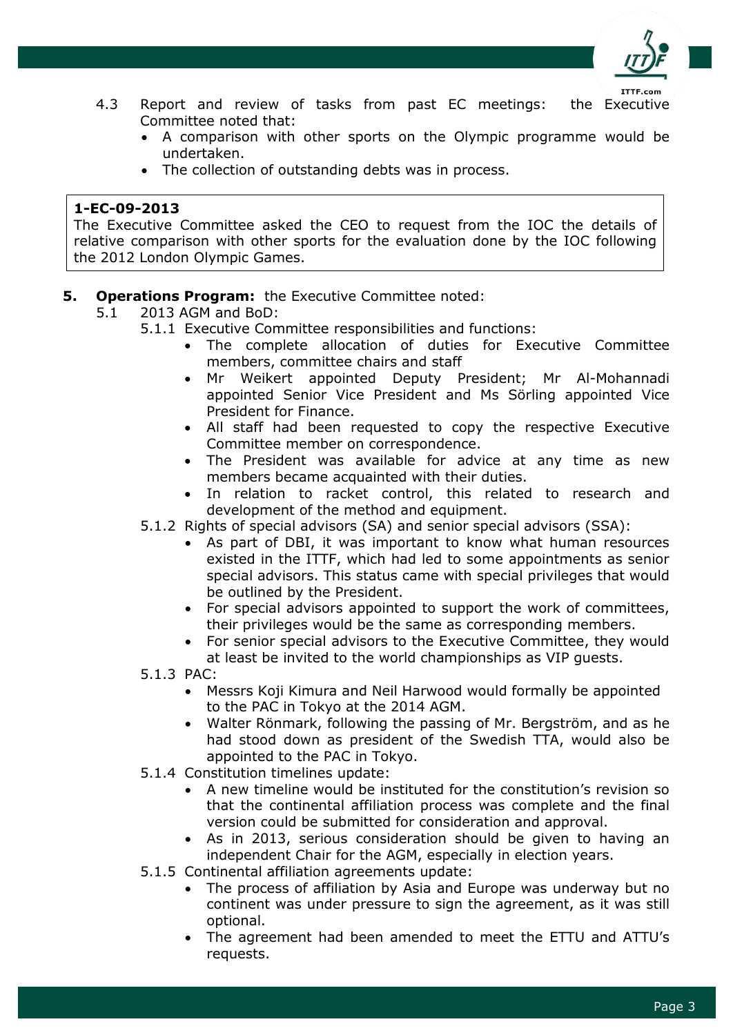4.3 Report and review of tasks from past EC meetings: the Executive Committee noted that:

- A comparison with other sports on the Olympic programme would be undertaken.
- The collection of outstanding debts was in process.

> **1-EC-09-2013**
> The Executive Committee asked the CEO to request from the IOC the details of relative comparison with other sports for the evaluation done by the IOC following the 2012 London Olympic Games.

**5. Operations Program:** the Executive Committee noted:

5.1 2013 AGM and BoD:

5.1.1 Executive Committee responsibilities and functions:

- The complete allocation of duties for Executive Committee members, committee chairs and staff
- Mr Weikert appointed Deputy President; Mr Al-Mohannadi appointed Senior Vice President and Ms Sörling appointed Vice President for Finance.
- All staff had been requested to copy the respective Executive Committee member on correspondence.
- The President was available for advice at any time as new members became acquainted with their duties.
- In relation to racket control, this related to research and development of the method and equipment.

5.1.2 Rights of special advisors (SA) and senior special advisors (SSA):

- As part of DBI, it was important to know what human resources existed in the ITTF, which had led to some appointments as senior special advisors. This status came with special privileges that would be outlined by the President.
- For special advisors appointed to support the work of committees, their privileges would be the same as corresponding members.
- For senior special advisors to the Executive Committee, they would at least be invited to the world championships as VIP guests.

5.1.3 PAC:

- Messrs Koji Kimura and Neil Harwood would formally be appointed to the PAC in Tokyo at the 2014 AGM.
- Walter Rönmark, following the passing of Mr. Bergström, and as he had stood down as president of the Swedish TTA, would also be appointed to the PAC in Tokyo.

5.1.4 Constitution timelines update:

- A new timeline would be instituted for the constitution's revision so that the continental affiliation process was complete and the final version could be submitted for consideration and approval.
- As in 2013, serious consideration should be given to having an independent Chair for the AGM, especially in election years.

5.1.5 Continental affiliation agreements update:

- The process of affiliation by Asia and Europe was underway but no continent was under pressure to sign the agreement, as it was still optional.
- The agreement had been amended to meet the ETTU and ATTU's requests.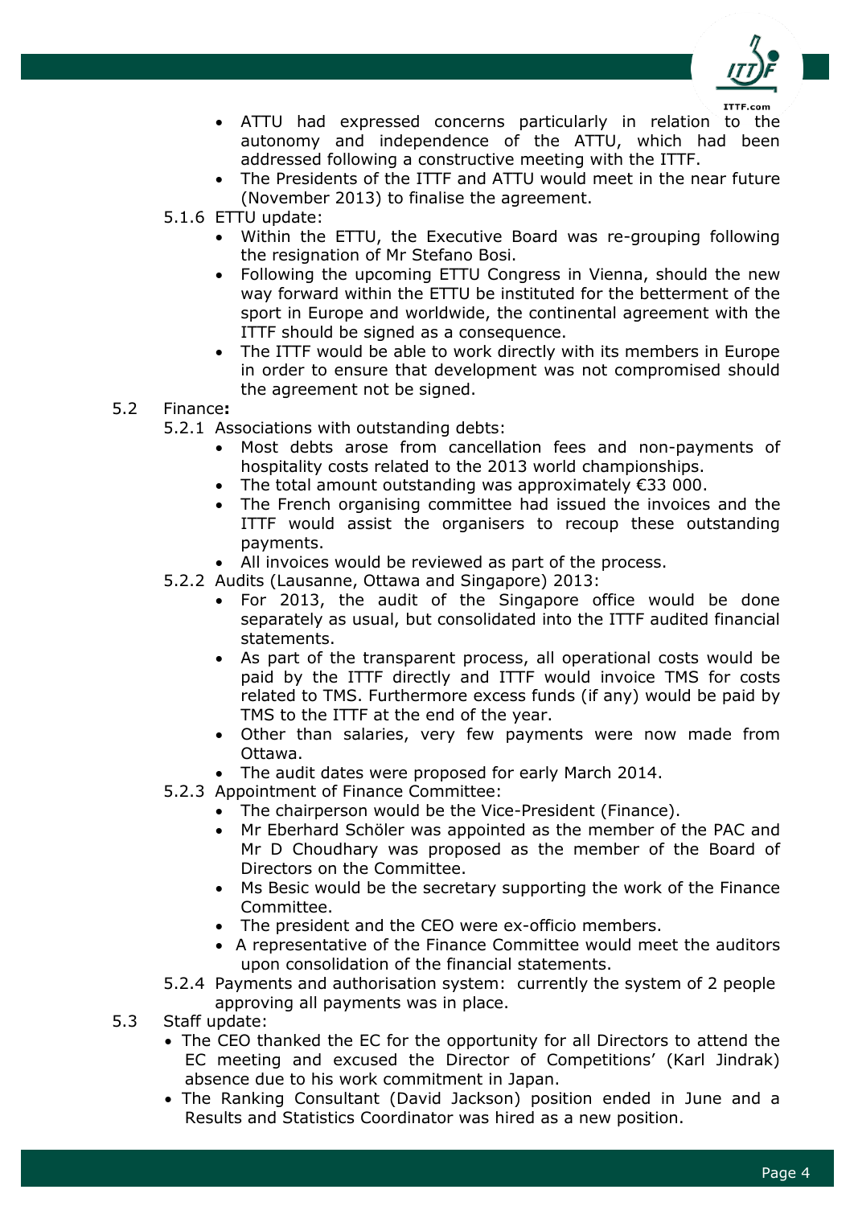- ATTU had expressed concerns particularly in relation to the autonomy and independence of the ATTU, which had been addressed following a constructive meeting with the ITTF.
- The Presidents of the ITTF and ATTU would meet in the near future (November 2013) to finalise the agreement.

5.1.6 ETTU update:

- Within the ETTU, the Executive Board was re-grouping following the resignation of Mr Stefano Bosi.
- Following the upcoming ETTU Congress in Vienna, should the new way forward within the ETTU be instituted for the betterment of the sport in Europe and worldwide, the continental agreement with the ITTF should be signed as a consequence.
- The ITTF would be able to work directly with its members in Europe in order to ensure that development was not compromised should the agreement not be signed.

5.2 Finance**:**

5.2.1 Associations with outstanding debts:

- Most debts arose from cancellation fees and non-payments of hospitality costs related to the 2013 world championships.
- The total amount outstanding was approximately €33 000.
- The French organising committee had issued the invoices and the ITTF would assist the organisers to recoup these outstanding payments.
- All invoices would be reviewed as part of the process.

5.2.2 Audits (Lausanne, Ottawa and Singapore) 2013:

- For 2013, the audit of the Singapore office would be done separately as usual, but consolidated into the ITTF audited financial statements.
- As part of the transparent process, all operational costs would be paid by the ITTF directly and ITTF would invoice TMS for costs related to TMS. Furthermore excess funds (if any) would be paid by TMS to the ITTF at the end of the year.
- Other than salaries, very few payments were now made from Ottawa.
- The audit dates were proposed for early March 2014.

5.2.3 Appointment of Finance Committee:

- The chairperson would be the Vice-President (Finance).
- Mr Eberhard Schöler was appointed as the member of the PAC and Mr D Choudhary was proposed as the member of the Board of Directors on the Committee.
- Ms Besic would be the secretary supporting the work of the Finance Committee.
- The president and the CEO were ex-officio members.
- A representative of the Finance Committee would meet the auditors upon consolidation of the financial statements.

5.2.4 Payments and authorisation system: currently the system of 2 people approving all payments was in place.

5.3 Staff update:

- The CEO thanked the EC for the opportunity for all Directors to attend the EC meeting and excused the Director of Competitions' (Karl Jindrak) absence due to his work commitment in Japan.
- The Ranking Consultant (David Jackson) position ended in June and a Results and Statistics Coordinator was hired as a new position.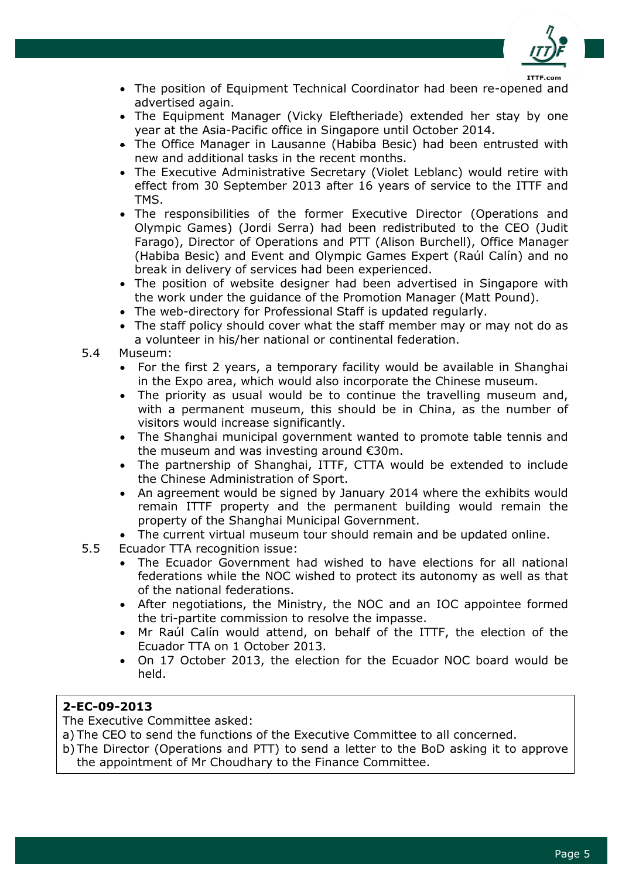- The position of Equipment Technical Coordinator had been re-opened and advertised again.
- The Equipment Manager (Vicky Eleftheriade) extended her stay by one year at the Asia-Pacific office in Singapore until October 2014.
- The Office Manager in Lausanne (Habiba Besic) had been entrusted with new and additional tasks in the recent months.
- The Executive Administrative Secretary (Violet Leblanc) would retire with effect from 30 September 2013 after 16 years of service to the ITTF and TMS.
- The responsibilities of the former Executive Director (Operations and Olympic Games) (Jordi Serra) had been redistributed to the CEO (Judit Farago), Director of Operations and PTT (Alison Burchell), Office Manager (Habiba Besic) and Event and Olympic Games Expert (Raúl Calín) and no break in delivery of services had been experienced.
- The position of website designer had been advertised in Singapore with the work under the guidance of the Promotion Manager (Matt Pound).
- The web-directory for Professional Staff is updated regularly.
- The staff policy should cover what the staff member may or may not do as a volunteer in his/her national or continental federation.

5.4 Museum:

- For the first 2 years, a temporary facility would be available in Shanghai in the Expo area, which would also incorporate the Chinese museum.
- The priority as usual would be to continue the travelling museum and, with a permanent museum, this should be in China, as the number of visitors would increase significantly.
- The Shanghai municipal government wanted to promote table tennis and the museum and was investing around €30m.
- The partnership of Shanghai, ITTF, CTTA would be extended to include the Chinese Administration of Sport.
- An agreement would be signed by January 2014 where the exhibits would remain ITTF property and the permanent building would remain the property of the Shanghai Municipal Government.
- The current virtual museum tour should remain and be updated online.

5.5 Ecuador TTA recognition issue:

- The Ecuador Government had wished to have elections for all national federations while the NOC wished to protect its autonomy as well as that of the national federations.
- After negotiations, the Ministry, the NOC and an IOC appointee formed the tri-partite commission to resolve the impasse.
- Mr Raúl Calín would attend, on behalf of the ITTF, the election of the Ecuador TTA on 1 October 2013.
- On 17 October 2013, the election for the Ecuador NOC board would be held.

**2-EC-09-2013**

The Executive Committee asked:

a) The CEO to send the functions of the Executive Committee to all concerned.

b) The Director (Operations and PTT) to send a letter to the BoD asking it to approve the appointment of Mr Choudhary to the Finance Committee.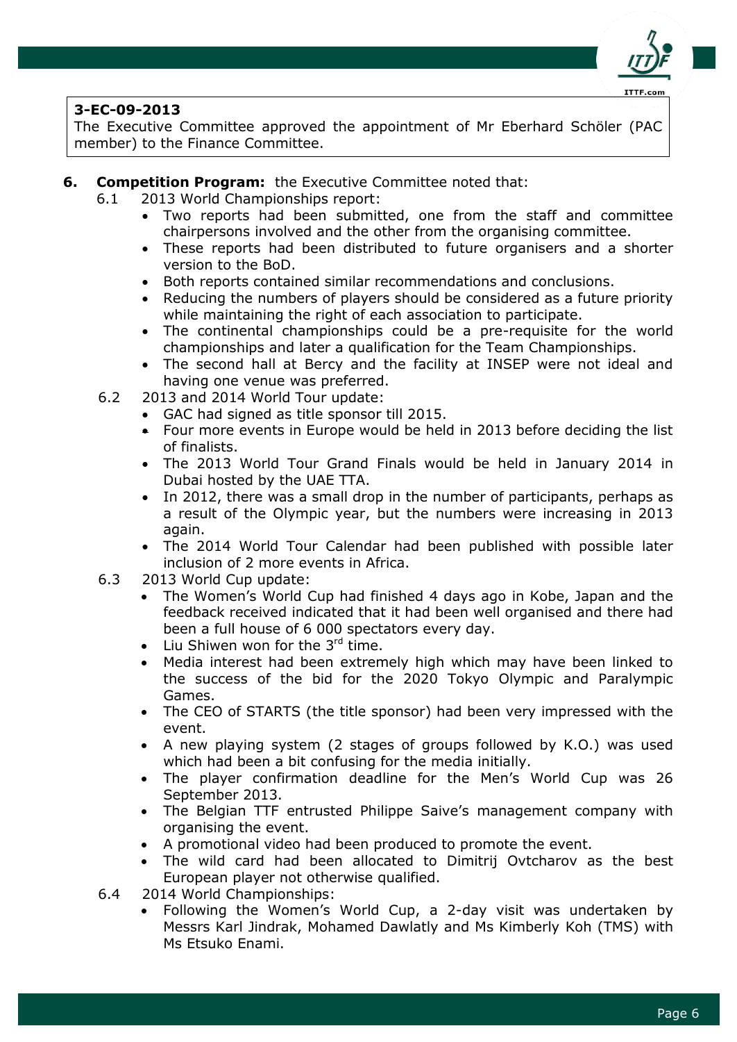**3-EC-09-2013**
The Executive Committee approved the appointment of Mr Eberhard Schöler (PAC member) to the Finance Committee.

**6. Competition Program:** the Executive Committee noted that:

6.1 2013 World Championships report:

- Two reports had been submitted, one from the staff and committee chairpersons involved and the other from the organising committee.
- These reports had been distributed to future organisers and a shorter version to the BoD.
- Both reports contained similar recommendations and conclusions.
- Reducing the numbers of players should be considered as a future priority while maintaining the right of each association to participate.
- The continental championships could be a pre-requisite for the world championships and later a qualification for the Team Championships.
- The second hall at Bercy and the facility at INSEP were not ideal and having one venue was preferred.

6.2 2013 and 2014 World Tour update:

- GAC had signed as title sponsor till 2015.
- Four more events in Europe would be held in 2013 before deciding the list of finalists.
- The 2013 World Tour Grand Finals would be held in January 2014 in Dubai hosted by the UAE TTA.
- In 2012, there was a small drop in the number of participants, perhaps as a result of the Olympic year, but the numbers were increasing in 2013 again.
- The 2014 World Tour Calendar had been published with possible later inclusion of 2 more events in Africa.

6.3 2013 World Cup update:

- The Women's World Cup had finished 4 days ago in Kobe, Japan and the feedback received indicated that it had been well organised and there had been a full house of 6 000 spectators every day.
- Liu Shiwen won for the 3rd time.
- Media interest had been extremely high which may have been linked to the success of the bid for the 2020 Tokyo Olympic and Paralympic Games.
- The CEO of STARTS (the title sponsor) had been very impressed with the event.
- A new playing system (2 stages of groups followed by K.O.) was used which had been a bit confusing for the media initially.
- The player confirmation deadline for the Men's World Cup was 26 September 2013.
- The Belgian TTF entrusted Philippe Saive's management company with organising the event.
- A promotional video had been produced to promote the event.
- The wild card had been allocated to Dimitrij Ovtcharov as the best European player not otherwise qualified.

6.4 2014 World Championships:

- Following the Women's World Cup, a 2-day visit was undertaken by Messrs Karl Jindrak, Mohamed Dawlatly and Ms Kimberly Koh (TMS) with Ms Etsuko Enami.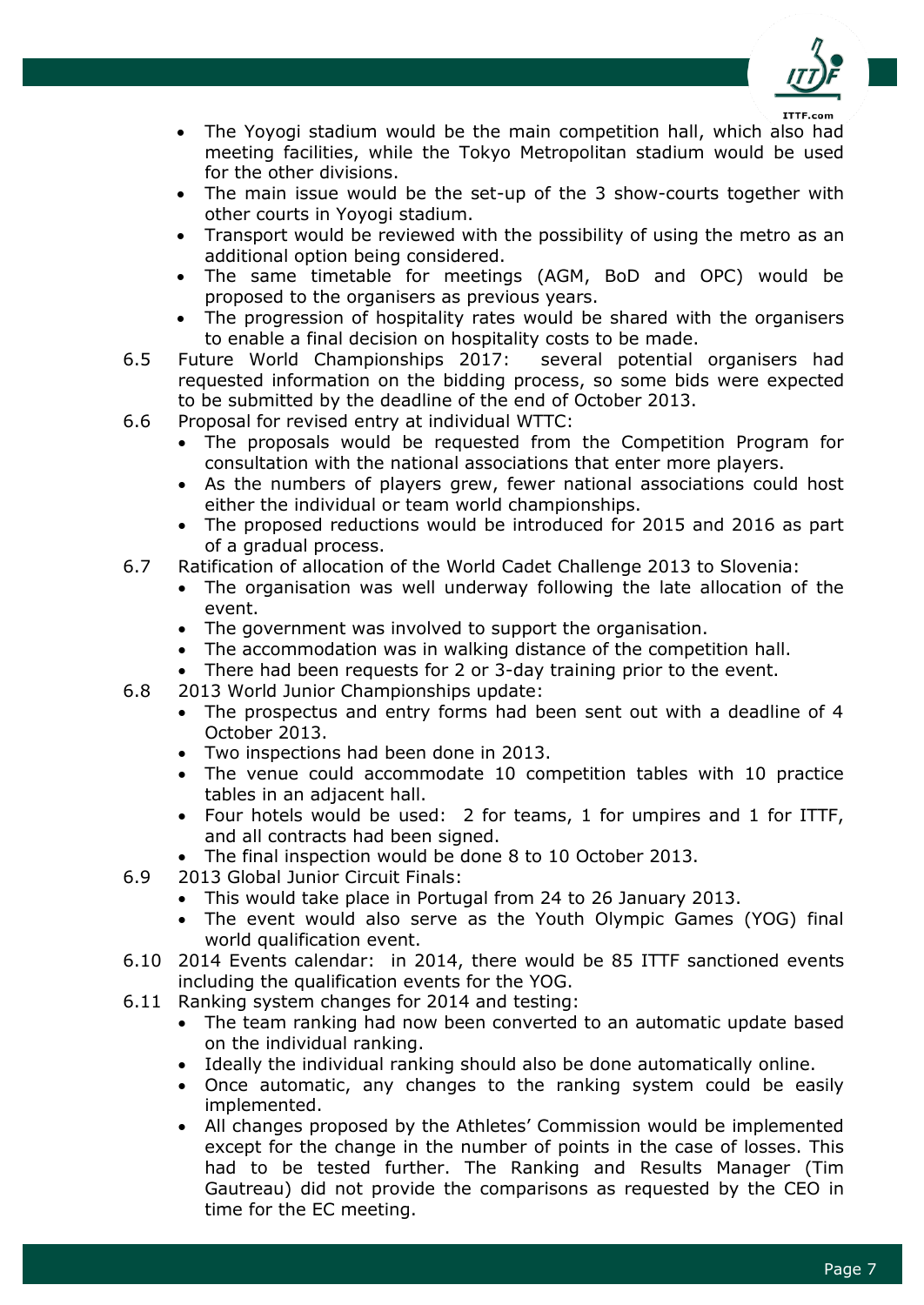- The Yoyogi stadium would be the main competition hall, which also had meeting facilities, while the Tokyo Metropolitan stadium would be used for the other divisions.
- The main issue would be the set-up of the 3 show-courts together with other courts in Yoyogi stadium.
- Transport would be reviewed with the possibility of using the metro as an additional option being considered.
- The same timetable for meetings (AGM, BoD and OPC) would be proposed to the organisers as previous years.
- The progression of hospitality rates would be shared with the organisers to enable a final decision on hospitality costs to be made.

6.5 Future World Championships 2017: several potential organisers had requested information on the bidding process, so some bids were expected to be submitted by the deadline of the end of October 2013.

6.6 Proposal for revised entry at individual WTTC:
- The proposals would be requested from the Competition Program for consultation with the national associations that enter more players.
- As the numbers of players grew, fewer national associations could host either the individual or team world championships.
- The proposed reductions would be introduced for 2015 and 2016 as part of a gradual process.

6.7 Ratification of allocation of the World Cadet Challenge 2013 to Slovenia:
- The organisation was well underway following the late allocation of the event.
- The government was involved to support the organisation.
- The accommodation was in walking distance of the competition hall.
- There had been requests for 2 or 3-day training prior to the event.

6.8 2013 World Junior Championships update:
- The prospectus and entry forms had been sent out with a deadline of 4 October 2013.
- Two inspections had been done in 2013.
- The venue could accommodate 10 competition tables with 10 practice tables in an adjacent hall.
- Four hotels would be used: 2 for teams, 1 for umpires and 1 for ITTF, and all contracts had been signed.
- The final inspection would be done 8 to 10 October 2013.

6.9 2013 Global Junior Circuit Finals:
- This would take place in Portugal from 24 to 26 January 2013.
- The event would also serve as the Youth Olympic Games (YOG) final world qualification event.

6.10 2014 Events calendar: in 2014, there would be 85 ITTF sanctioned events including the qualification events for the YOG.

6.11 Ranking system changes for 2014 and testing:
- The team ranking had now been converted to an automatic update based on the individual ranking.
- Ideally the individual ranking should also be done automatically online.
- Once automatic, any changes to the ranking system could be easily implemented.
- All changes proposed by the Athletes' Commission would be implemented except for the change in the number of points in the case of losses. This had to be tested further. The Ranking and Results Manager (Tim Gautreau) did not provide the comparisons as requested by the CEO in time for the EC meeting.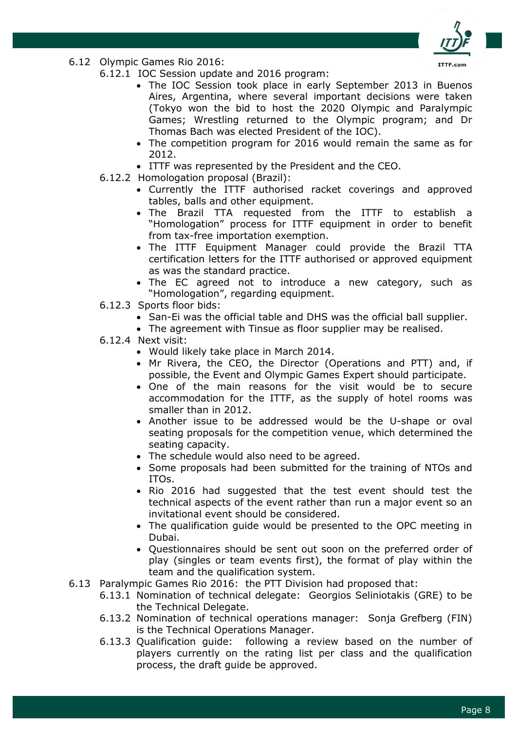6.12 Olympic Games Rio 2016:

6.12.1 IOC Session update and 2016 program:

- The IOC Session took place in early September 2013 in Buenos Aires, Argentina, where several important decisions were taken (Tokyo won the bid to host the 2020 Olympic and Paralympic Games; Wrestling returned to the Olympic program; and Dr Thomas Bach was elected President of the IOC).
- The competition program for 2016 would remain the same as for 2012.
- ITTF was represented by the President and the CEO.

6.12.2 Homologation proposal (Brazil):

- Currently the ITTF authorised racket coverings and approved tables, balls and other equipment.
- The Brazil TTA requested from the ITTF to establish a "Homologation" process for ITTF equipment in order to benefit from tax-free importation exemption.
- The ITTF Equipment Manager could provide the Brazil TTA certification letters for the ITTF authorised or approved equipment as was the standard practice.
- The EC agreed not to introduce a new category, such as "Homologation", regarding equipment.

6.12.3 Sports floor bids:

- San-Ei was the official table and DHS was the official ball supplier.
- The agreement with Tinsue as floor supplier may be realised.

6.12.4 Next visit:

- Would likely take place in March 2014.
- Mr Rivera, the CEO, the Director (Operations and PTT) and, if possible, the Event and Olympic Games Expert should participate.
- One of the main reasons for the visit would be to secure accommodation for the ITTF, as the supply of hotel rooms was smaller than in 2012.
- Another issue to be addressed would be the U-shape or oval seating proposals for the competition venue, which determined the seating capacity.
- The schedule would also need to be agreed.
- Some proposals had been submitted for the training of NTOs and ITOs.
- Rio 2016 had suggested that the test event should test the technical aspects of the event rather than run a major event so an invitational event should be considered.
- The qualification guide would be presented to the OPC meeting in Dubai.
- Questionnaires should be sent out soon on the preferred order of play (singles or team events first), the format of play within the team and the qualification system.

6.13 Paralympic Games Rio 2016: the PTT Division had proposed that:

6.13.1 Nomination of technical delegate: Georgios Seliniotakis (GRE) to be the Technical Delegate.

6.13.2 Nomination of technical operations manager: Sonja Grefberg (FIN) is the Technical Operations Manager.

6.13.3 Qualification guide: following a review based on the number of players currently on the rating list per class and the qualification process, the draft guide be approved.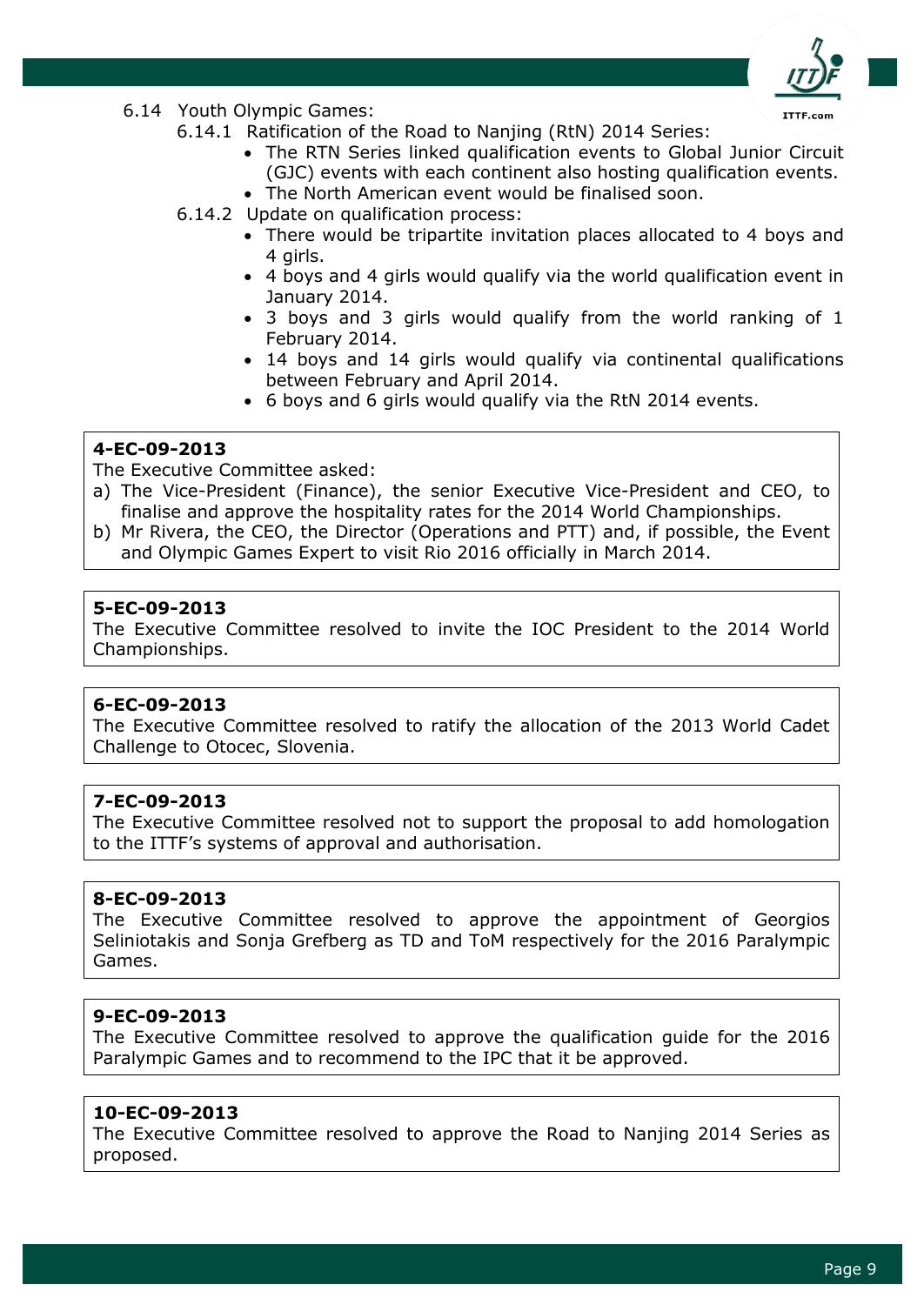6.14 Youth Olympic Games:

6.14.1 Ratification of the Road to Nanjing (RtN) 2014 Series:

- The RTN Series linked qualification events to Global Junior Circuit (GJC) events with each continent also hosting qualification events.
- The North American event would be finalised soon.

6.14.2 Update on qualification process:

- There would be tripartite invitation places allocated to 4 boys and 4 girls.
- 4 boys and 4 girls would qualify via the world qualification event in January 2014.
- 3 boys and 3 girls would qualify from the world ranking of 1 February 2014.
- 14 boys and 14 girls would qualify via continental qualifications between February and April 2014.
- 6 boys and 6 girls would qualify via the RtN 2014 events.

**4-EC-09-2013**
The Executive Committee asked:
a) The Vice-President (Finance), the senior Executive Vice-President and CEO, to finalise and approve the hospitality rates for the 2014 World Championships.
b) Mr Rivera, the CEO, the Director (Operations and PTT) and, if possible, the Event and Olympic Games Expert to visit Rio 2016 officially in March 2014.

**5-EC-09-2013**
The Executive Committee resolved to invite the IOC President to the 2014 World Championships.

**6-EC-09-2013**
The Executive Committee resolved to ratify the allocation of the 2013 World Cadet Challenge to Otocec, Slovenia.

**7-EC-09-2013**
The Executive Committee resolved not to support the proposal to add homologation to the ITTF's systems of approval and authorisation.

**8-EC-09-2013**
The Executive Committee resolved to approve the appointment of Georgios Seliniotakis and Sonja Grefberg as TD and ToM respectively for the 2016 Paralympic Games.

**9-EC-09-2013**
The Executive Committee resolved to approve the qualification guide for the 2016 Paralympic Games and to recommend to the IPC that it be approved.

**10-EC-09-2013**
The Executive Committee resolved to approve the Road to Nanjing 2014 Series as proposed.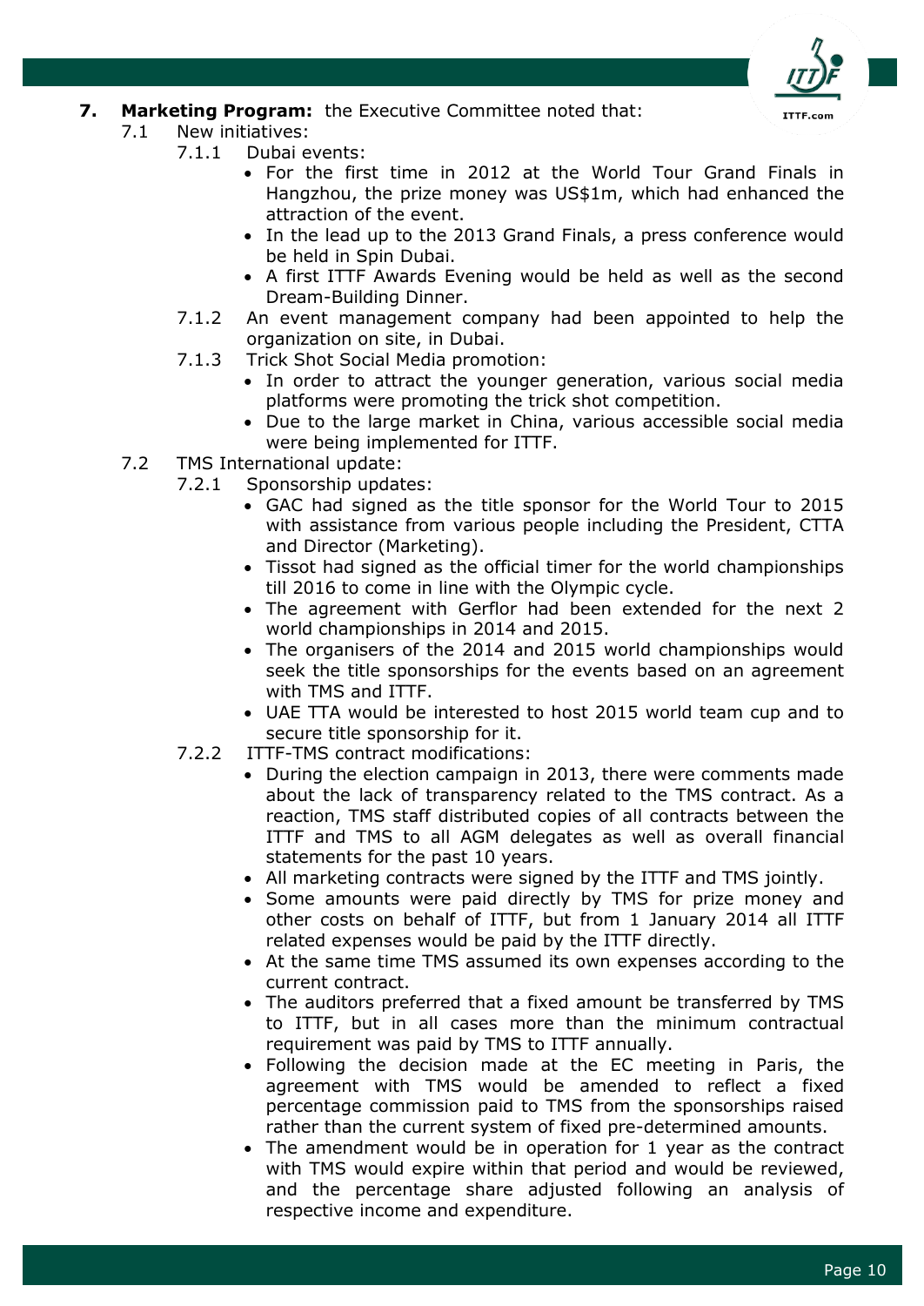**7. Marketing Program:** the Executive Committee noted that:

7.1 New initiatives:

7.1.1 Dubai events:

- For the first time in 2012 at the World Tour Grand Finals in Hangzhou, the prize money was US$1m, which had enhanced the attraction of the event.
- In the lead up to the 2013 Grand Finals, a press conference would be held in Spin Dubai.
- A first ITTF Awards Evening would be held as well as the second Dream-Building Dinner.

7.1.2 An event management company had been appointed to help the organization on site, in Dubai.

7.1.3 Trick Shot Social Media promotion:

- In order to attract the younger generation, various social media platforms were promoting the trick shot competition.
- Due to the large market in China, various accessible social media were being implemented for ITTF.

7.2 TMS International update:

7.2.1 Sponsorship updates:

- GAC had signed as the title sponsor for the World Tour to 2015 with assistance from various people including the President, CTTA and Director (Marketing).
- Tissot had signed as the official timer for the world championships till 2016 to come in line with the Olympic cycle.
- The agreement with Gerflor had been extended for the next 2 world championships in 2014 and 2015.
- The organisers of the 2014 and 2015 world championships would seek the title sponsorships for the events based on an agreement with TMS and ITTF.
- UAE TTA would be interested to host 2015 world team cup and to secure title sponsorship for it.

7.2.2 ITTF-TMS contract modifications:

- During the election campaign in 2013, there were comments made about the lack of transparency related to the TMS contract. As a reaction, TMS staff distributed copies of all contracts between the ITTF and TMS to all AGM delegates as well as overall financial statements for the past 10 years.
- All marketing contracts were signed by the ITTF and TMS jointly.
- Some amounts were paid directly by TMS for prize money and other costs on behalf of ITTF, but from 1 January 2014 all ITTF related expenses would be paid by the ITTF directly.
- At the same time TMS assumed its own expenses according to the current contract.
- The auditors preferred that a fixed amount be transferred by TMS to ITTF, but in all cases more than the minimum contractual requirement was paid by TMS to ITTF annually.
- Following the decision made at the EC meeting in Paris, the agreement with TMS would be amended to reflect a fixed percentage commission paid to TMS from the sponsorships raised rather than the current system of fixed pre-determined amounts.
- The amendment would be in operation for 1 year as the contract with TMS would expire within that period and would be reviewed, and the percentage share adjusted following an analysis of respective income and expenditure.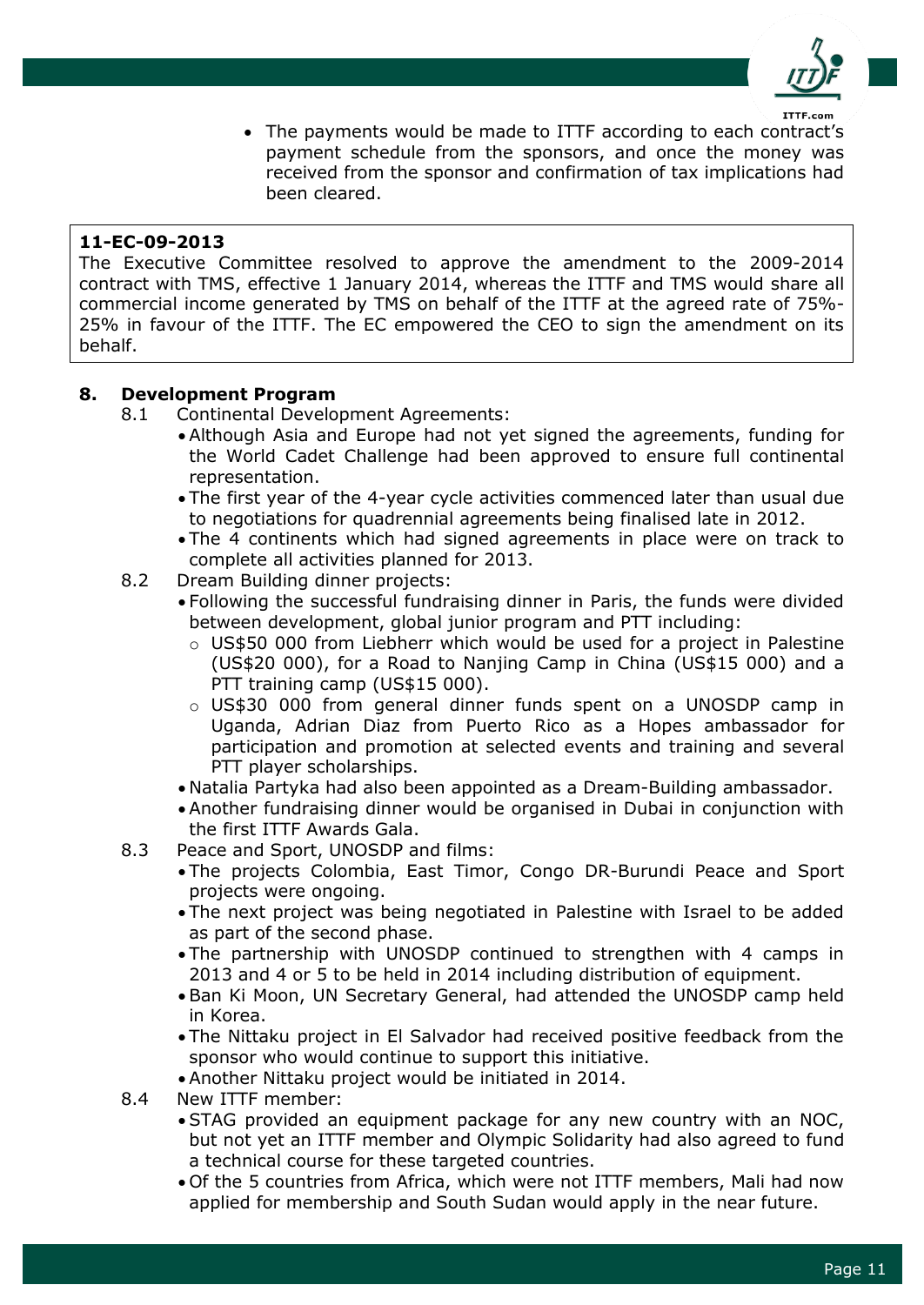- The payments would be made to ITTF according to each contract's payment schedule from the sponsors, and once the money was received from the sponsor and confirmation of tax implications had been cleared.

> **11-EC-09-2013**
> The Executive Committee resolved to approve the amendment to the 2009-2014 contract with TMS, effective 1 January 2014, whereas the ITTF and TMS would share all commercial income generated by TMS on behalf of the ITTF at the agreed rate of 75%-25% in favour of the ITTF. The EC empowered the CEO to sign the amendment on its behalf.

## 8. Development Program

8.1 Continental Development Agreements:

- Although Asia and Europe had not yet signed the agreements, funding for the World Cadet Challenge had been approved to ensure full continental representation.
- The first year of the 4-year cycle activities commenced later than usual due to negotiations for quadrennial agreements being finalised late in 2012.
- The 4 continents which had signed agreements in place were on track to complete all activities planned for 2013.

8.2 Dream Building dinner projects:

- Following the successful fundraising dinner in Paris, the funds were divided between development, global junior program and PTT including:
  - US$50 000 from Liebherr which would be used for a project in Palestine (US$20 000), for a Road to Nanjing Camp in China (US$15 000) and a PTT training camp (US$15 000).
  - US$30 000 from general dinner funds spent on a UNOSDP camp in Uganda, Adrian Diaz from Puerto Rico as a Hopes ambassador for participation and promotion at selected events and training and several PTT player scholarships.
- Natalia Partyka had also been appointed as a Dream-Building ambassador.
- Another fundraising dinner would be organised in Dubai in conjunction with the first ITTF Awards Gala.

8.3 Peace and Sport, UNOSDP and films:

- The projects Colombia, East Timor, Congo DR-Burundi Peace and Sport projects were ongoing.
- The next project was being negotiated in Palestine with Israel to be added as part of the second phase.
- The partnership with UNOSDP continued to strengthen with 4 camps in 2013 and 4 or 5 to be held in 2014 including distribution of equipment.
- Ban Ki Moon, UN Secretary General, had attended the UNOSDP camp held in Korea.
- The Nittaku project in El Salvador had received positive feedback from the sponsor who would continue to support this initiative.
- Another Nittaku project would be initiated in 2014.

8.4 New ITTF member:

- STAG provided an equipment package for any new country with an NOC, but not yet an ITTF member and Olympic Solidarity had also agreed to fund a technical course for these targeted countries.
- Of the 5 countries from Africa, which were not ITTF members, Mali had now applied for membership and South Sudan would apply in the near future.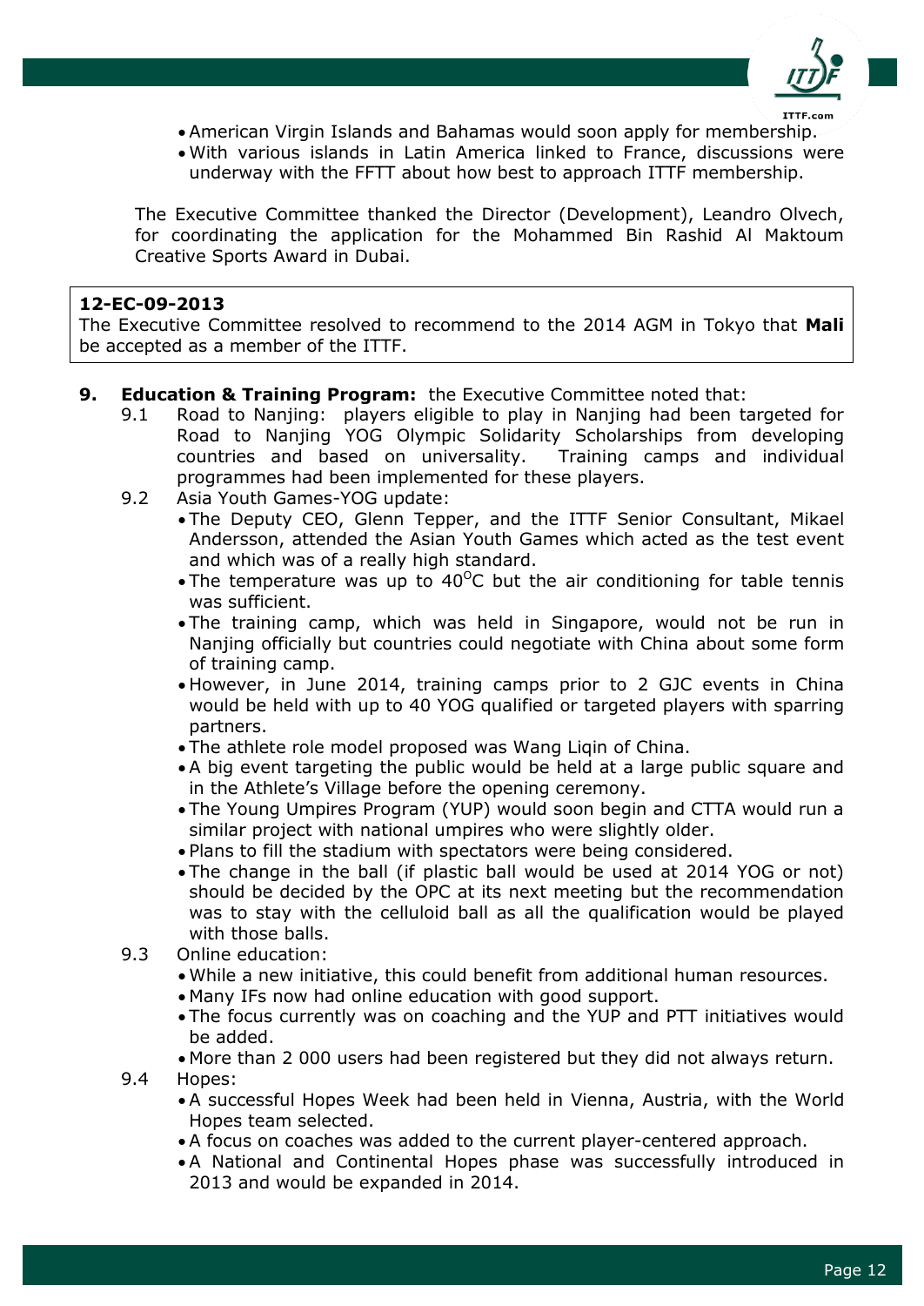- American Virgin Islands and Bahamas would soon apply for membership.
- With various islands in Latin America linked to France, discussions were underway with the FFTT about how best to approach ITTF membership.

The Executive Committee thanked the Director (Development), Leandro Olvech, for coordinating the application for the Mohammed Bin Rashid Al Maktoum Creative Sports Award in Dubai.

> **12-EC-09-2013**
> The Executive Committee resolved to recommend to the 2014 AGM in Tokyo that **Mali** be accepted as a member of the ITTF.

**9. Education & Training Program:** the Executive Committee noted that:

9.1 Road to Nanjing: players eligible to play in Nanjing had been targeted for Road to Nanjing YOG Olympic Solidarity Scholarships from developing countries and based on universality. Training camps and individual programmes had been implemented for these players.

9.2 Asia Youth Games-YOG update:
- The Deputy CEO, Glenn Tepper, and the ITTF Senior Consultant, Mikael Andersson, attended the Asian Youth Games which acted as the test event and which was of a really high standard.
- The temperature was up to 40$^{O}$C but the air conditioning for table tennis was sufficient.
- The training camp, which was held in Singapore, would not be run in Nanjing officially but countries could negotiate with China about some form of training camp.
- However, in June 2014, training camps prior to 2 GJC events in China would be held with up to 40 YOG qualified or targeted players with sparring partners.
- The athlete role model proposed was Wang Liqin of China.
- A big event targeting the public would be held at a large public square and in the Athlete's Village before the opening ceremony.
- The Young Umpires Program (YUP) would soon begin and CTTA would run a similar project with national umpires who were slightly older.
- Plans to fill the stadium with spectators were being considered.
- The change in the ball (if plastic ball would be used at 2014 YOG or not) should be decided by the OPC at its next meeting but the recommendation was to stay with the celluloid ball as all the qualification would be played with those balls.

9.3 Online education:
- While a new initiative, this could benefit from additional human resources.
- Many IFs now had online education with good support.
- The focus currently was on coaching and the YUP and PTT initiatives would be added.
- More than 2 000 users had been registered but they did not always return.

9.4 Hopes:
- A successful Hopes Week had been held in Vienna, Austria, with the World Hopes team selected.
- A focus on coaches was added to the current player-centered approach.
- A National and Continental Hopes phase was successfully introduced in 2013 and would be expanded in 2014.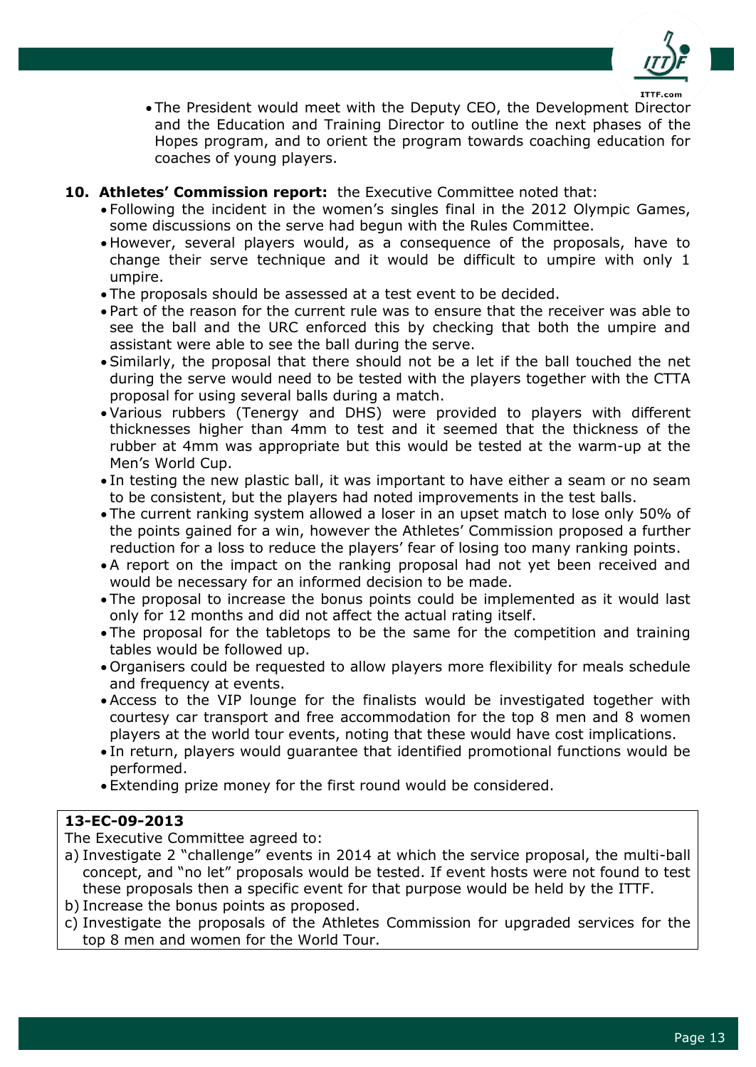- The President would meet with the Deputy CEO, the Development Director and the Education and Training Director to outline the next phases of the Hopes program, and to orient the program towards coaching education for coaches of young players.

**10. Athletes' Commission report:** the Executive Committee noted that:

- Following the incident in the women's singles final in the 2012 Olympic Games, some discussions on the serve had begun with the Rules Committee.
- However, several players would, as a consequence of the proposals, have to change their serve technique and it would be difficult to umpire with only 1 umpire.
- The proposals should be assessed at a test event to be decided.
- Part of the reason for the current rule was to ensure that the receiver was able to see the ball and the URC enforced this by checking that both the umpire and assistant were able to see the ball during the serve.
- Similarly, the proposal that there should not be a let if the ball touched the net during the serve would need to be tested with the players together with the CTTA proposal for using several balls during a match.
- Various rubbers (Tenergy and DHS) were provided to players with different thicknesses higher than 4mm to test and it seemed that the thickness of the rubber at 4mm was appropriate but this would be tested at the warm-up at the Men's World Cup.
- In testing the new plastic ball, it was important to have either a seam or no seam to be consistent, but the players had noted improvements in the test balls.
- The current ranking system allowed a loser in an upset match to lose only 50% of the points gained for a win, however the Athletes' Commission proposed a further reduction for a loss to reduce the players' fear of losing too many ranking points.
- A report on the impact on the ranking proposal had not yet been received and would be necessary for an informed decision to be made.
- The proposal to increase the bonus points could be implemented as it would last only for 12 months and did not affect the actual rating itself.
- The proposal for the tabletops to be the same for the competition and training tables would be followed up.
- Organisers could be requested to allow players more flexibility for meals schedule and frequency at events.
- Access to the VIP lounge for the finalists would be investigated together with courtesy car transport and free accommodation for the top 8 men and 8 women players at the world tour events, noting that these would have cost implications.
- In return, players would guarantee that identified promotional functions would be performed.
- Extending prize money for the first round would be considered.

**13-EC-09-2013**

The Executive Committee agreed to:

a) Investigate 2 "challenge" events in 2014 at which the service proposal, the multi-ball concept, and "no let" proposals would be tested. If event hosts were not found to test these proposals then a specific event for that purpose would be held by the ITTF.
b) Increase the bonus points as proposed.
c) Investigate the proposals of the Athletes Commission for upgraded services for the top 8 men and women for the World Tour.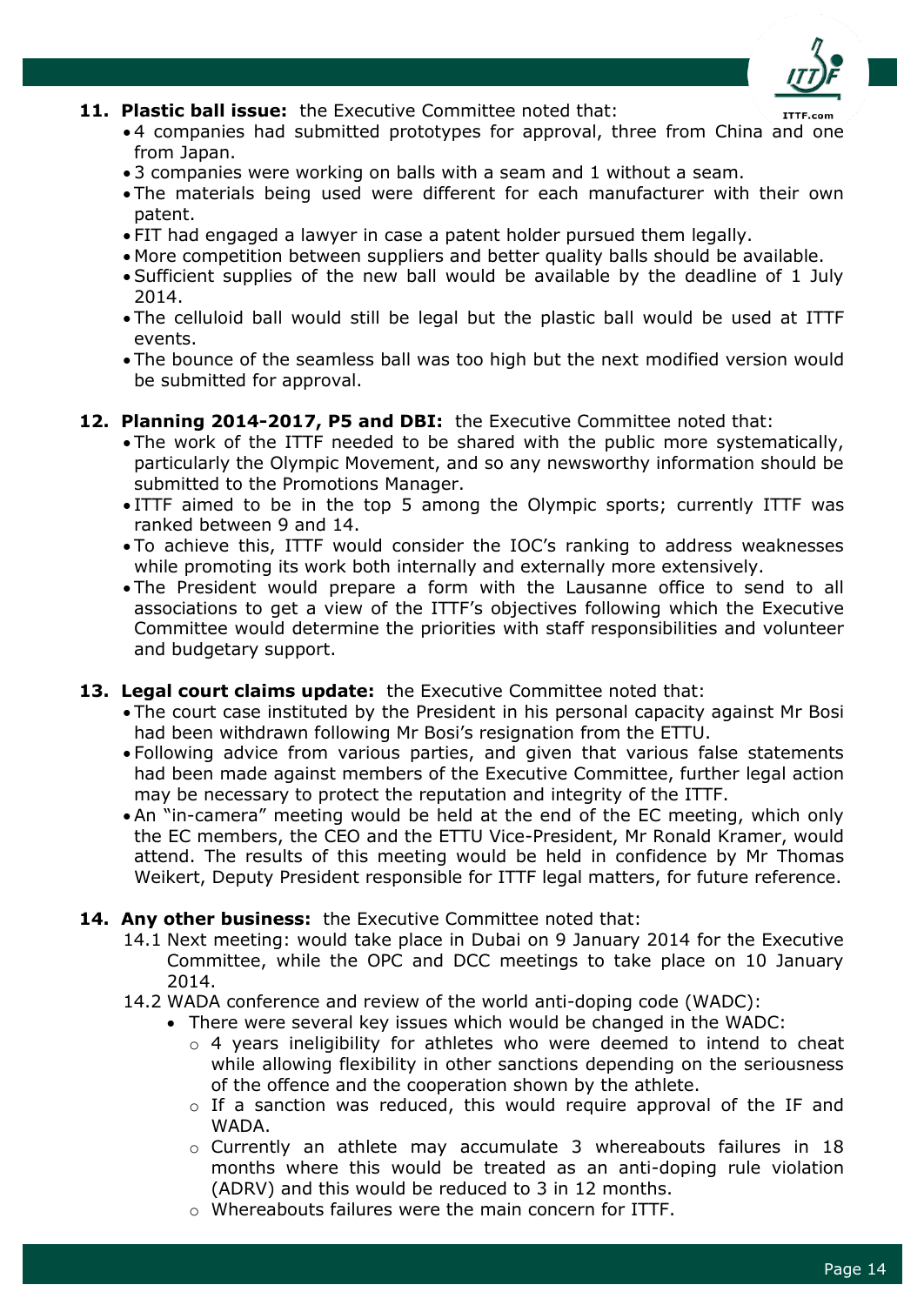**11. Plastic ball issue:** the Executive Committee noted that:

- 4 companies had submitted prototypes for approval, three from China and one from Japan.
- 3 companies were working on balls with a seam and 1 without a seam.
- The materials being used were different for each manufacturer with their own patent.
- FIT had engaged a lawyer in case a patent holder pursued them legally.
- More competition between suppliers and better quality balls should be available.
- Sufficient supplies of the new ball would be available by the deadline of 1 July 2014.
- The celluloid ball would still be legal but the plastic ball would be used at ITTF events.
- The bounce of the seamless ball was too high but the next modified version would be submitted for approval.

**12. Planning 2014-2017, P5 and DBI:** the Executive Committee noted that:

- The work of the ITTF needed to be shared with the public more systematically, particularly the Olympic Movement, and so any newsworthy information should be submitted to the Promotions Manager.
- ITTF aimed to be in the top 5 among the Olympic sports; currently ITTF was ranked between 9 and 14.
- To achieve this, ITTF would consider the IOC's ranking to address weaknesses while promoting its work both internally and externally more extensively.
- The President would prepare a form with the Lausanne office to send to all associations to get a view of the ITTF's objectives following which the Executive Committee would determine the priorities with staff responsibilities and volunteer and budgetary support.

**13. Legal court claims update:** the Executive Committee noted that:

- The court case instituted by the President in his personal capacity against Mr Bosi had been withdrawn following Mr Bosi's resignation from the ETTU.
- Following advice from various parties, and given that various false statements had been made against members of the Executive Committee, further legal action may be necessary to protect the reputation and integrity of the ITTF.
- An "in-camera" meeting would be held at the end of the EC meeting, which only the EC members, the CEO and the ETTU Vice-President, Mr Ronald Kramer, would attend. The results of this meeting would be held in confidence by Mr Thomas Weikert, Deputy President responsible for ITTF legal matters, for future reference.

**14. Any other business:** the Executive Committee noted that:

14.1 Next meeting: would take place in Dubai on 9 January 2014 for the Executive Committee, while the OPC and DCC meetings to take place on 10 January 2014.

14.2 WADA conference and review of the world anti-doping code (WADC):

- There were several key issues which would be changed in the WADC:
  - 4 years ineligibility for athletes who were deemed to intend to cheat while allowing flexibility in other sanctions depending on the seriousness of the offence and the cooperation shown by the athlete.
  - If a sanction was reduced, this would require approval of the IF and WADA.
  - Currently an athlete may accumulate 3 whereabouts failures in 18 months where this would be treated as an anti-doping rule violation (ADRV) and this would be reduced to 3 in 12 months.
  - Whereabouts failures were the main concern for ITTF.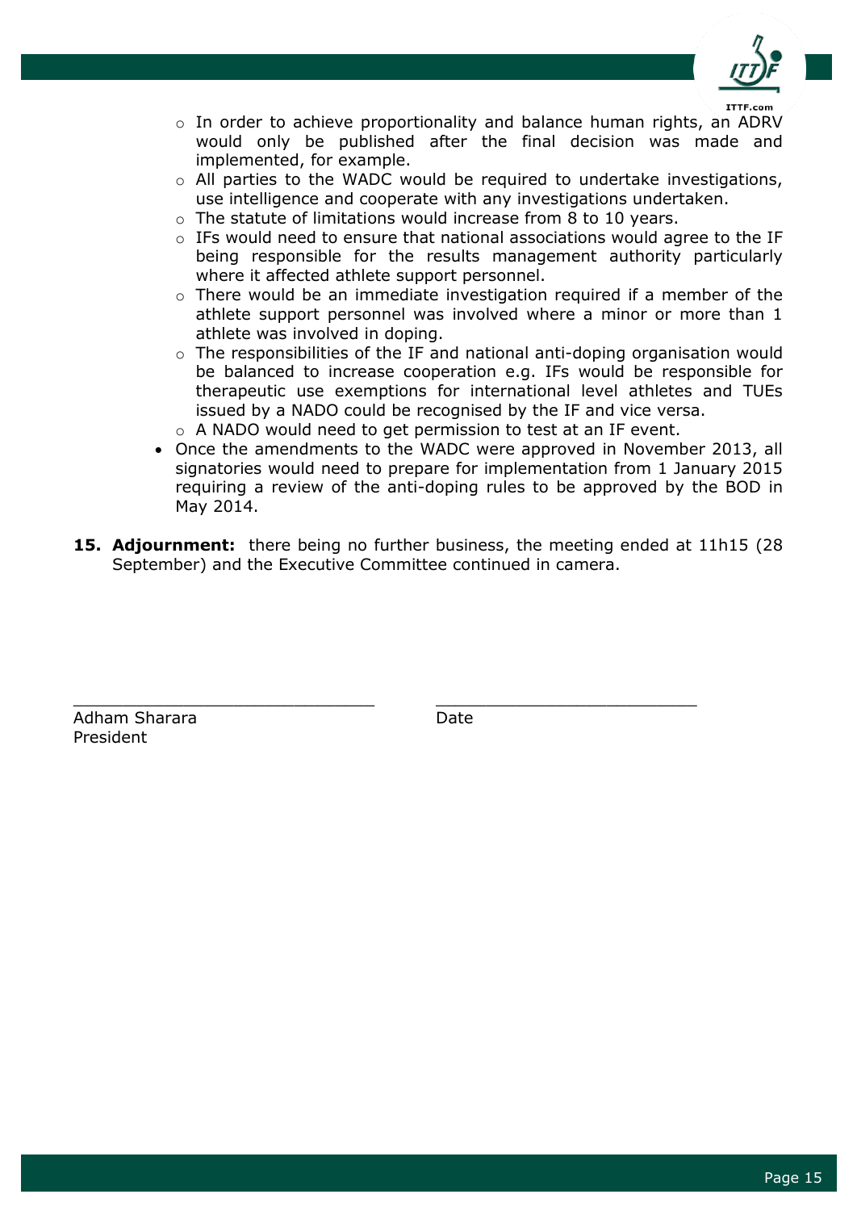- In order to achieve proportionality and balance human rights, an ADRV would only be published after the final decision was made and implemented, for example.
  - All parties to the WADC would be required to undertake investigations, use intelligence and cooperate with any investigations undertaken.
  - The statute of limitations would increase from 8 to 10 years.
  - IFs would need to ensure that national associations would agree to the IF being responsible for the results management authority particularly where it affected athlete support personnel.
  - There would be an immediate investigation required if a member of the athlete support personnel was involved where a minor or more than 1 athlete was involved in doping.
  - The responsibilities of the IF and national anti-doping organisation would be balanced to increase cooperation e.g. IFs would be responsible for therapeutic use exemptions for international level athletes and TUEs issued by a NADO could be recognised by the IF and vice versa.
  - A NADO would need to get permission to test at an IF event.
- Once the amendments to the WADC were approved in November 2013, all signatories would need to prepare for implementation from 1 January 2015 requiring a review of the anti-doping rules to be approved by the BOD in May 2014.

**15. Adjournment:** there being no further business, the meeting ended at 11h15 (28 September) and the Executive Committee continued in camera.

\_\_\_\_\_\_\_\_\_\_\_\_\_\_\_\_\_\_\_\_\_\_\_\_\_\_\_\_\_\_ \_\_\_\_\_\_\_\_\_\_\_\_\_\_\_\_\_\_\_\_\_\_\_\_\_\_

Adham Sharara Date

President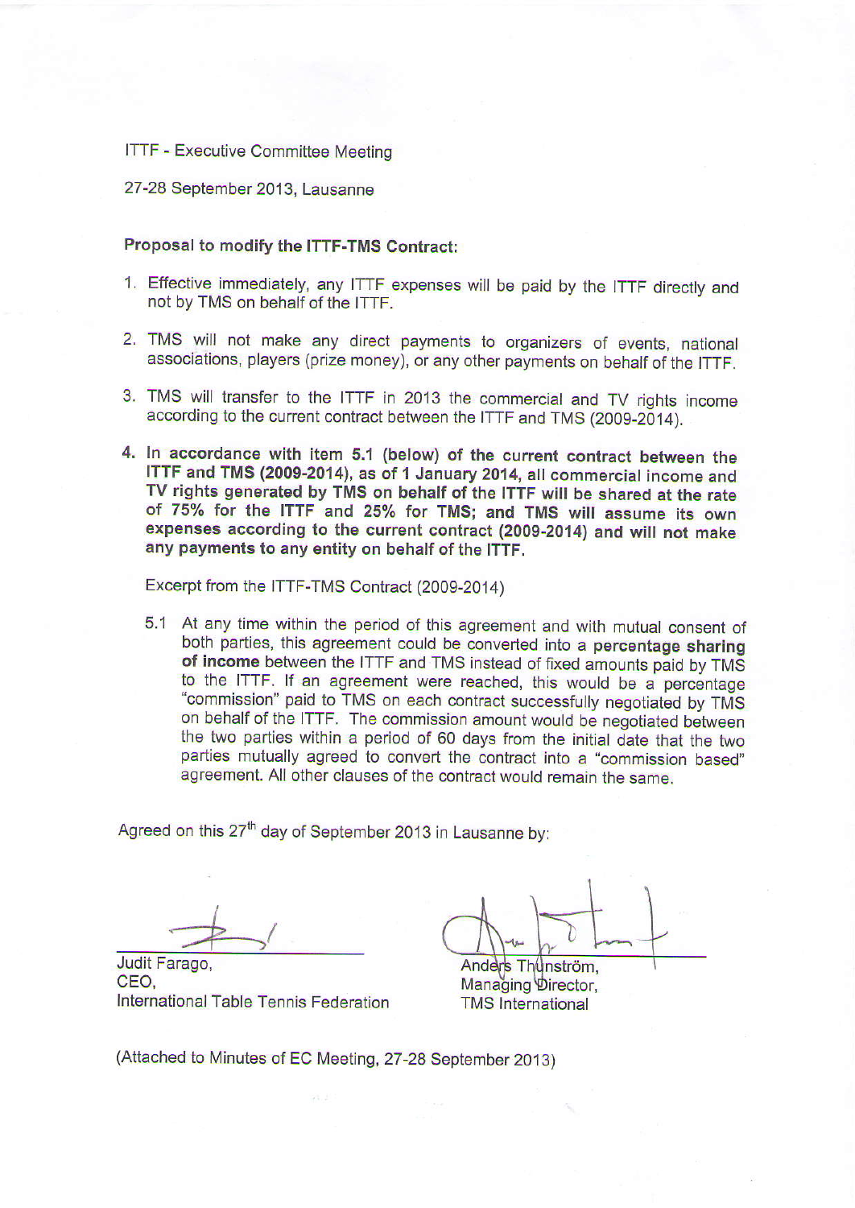ITTF - Executive Committee Meeting

27-28 September 2013, Lausanne

**Proposal to modify the ITTF-TMS Contract:**

1. Effective immediately, any ITTF expenses will be paid by the ITTF directly and not by TMS on behalf of the ITTF.
2. TMS will not make any direct payments to organizers of events, national associations, players (prize money), or any other payments on behalf of the ITTF.
3. TMS will transfer to the ITTF in 2013 the commercial and TV rights income according to the current contract between the ITTF and TMS (2009-2014).
4. **In accordance with item 5.1 (below) of the current contract between the ITTF and TMS (2009-2014), as of 1 January 2014, all commercial income and TV rights generated by TMS on behalf of the ITTF will be shared at the rate of 75% for the ITTF and 25% for TMS; and TMS will assume its own expenses according to the current contract (2009-2014) and will not make any payments to any entity on behalf of the ITTF.**

   Excerpt from the ITTF-TMS Contract (2009-2014)

   5.1 At any time within the period of this agreement and with mutual consent of both parties, this agreement could be converted into a **percentage sharing of income** between the ITTF and TMS instead of fixed amounts paid by TMS to the ITTF. If an agreement were reached, this would be a percentage "commission" paid to TMS on each contract successfully negotiated by TMS on behalf of the ITTF. The commission amount would be negotiated between the two parties within a period of 60 days from the initial date that the two parties mutually agreed to convert the contract into a "commission based" agreement. All other clauses of the contract would remain the same.

Agreed on this 27[th] day of September 2013 in Lausanne by:

| | |
|---|---|
| Judit Farago, | Anders Thunström, |
| CEO, | Managing Director, |
| International Table Tennis Federation | TMS International |

(Attached to Minutes of EC Meeting, 27-28 September 2013)